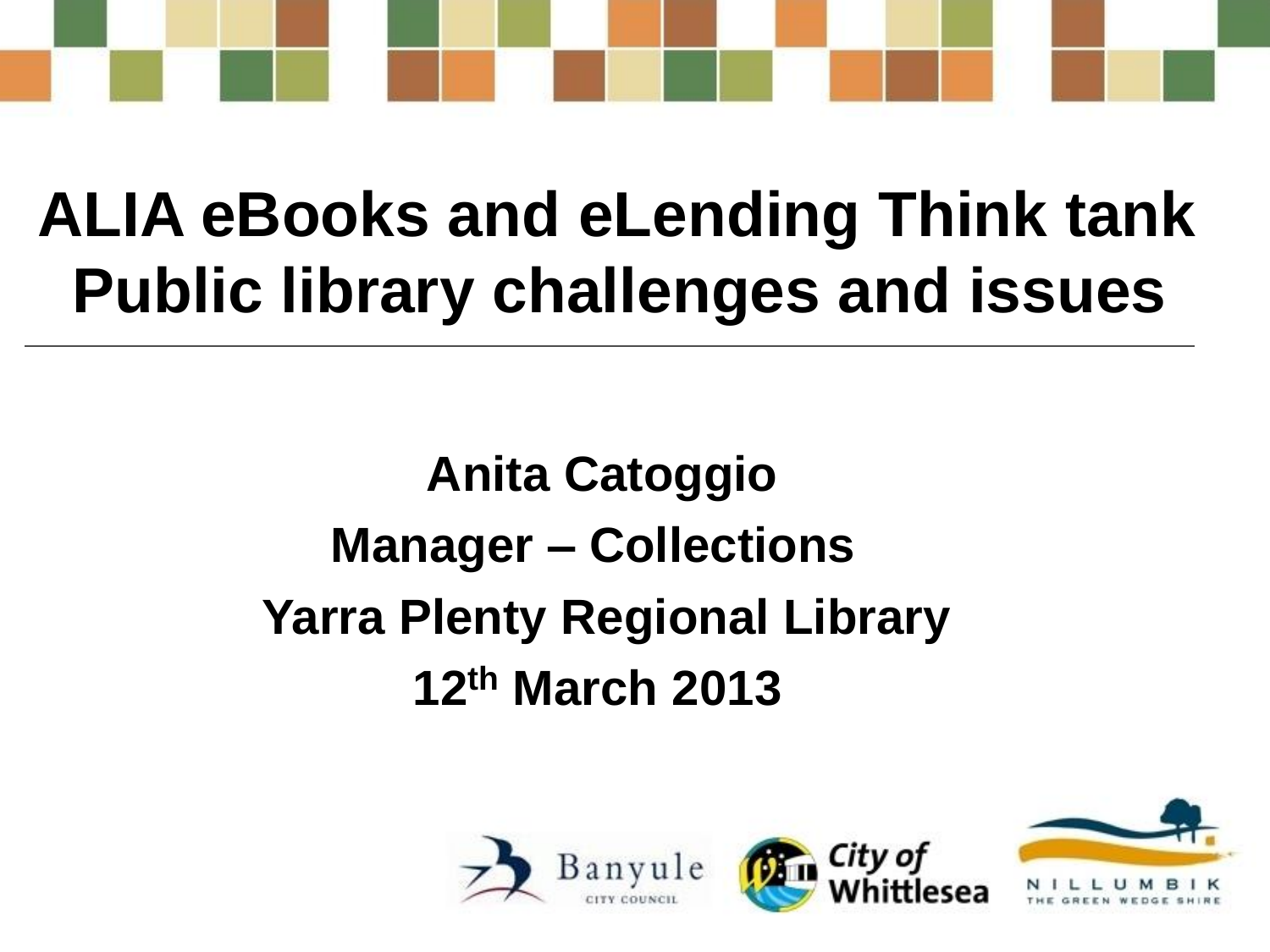# ALIA eBooks and eLending Think tank
# Public library challenges and issues

**Anita Catoggio**

**Manager – Collections**

**Yarra Plenty Regional Library**

**12th March 2013**

Banyule CITY COUNCIL

City of Whittlesea

NILLUMBIK THE GREEN WEDGE SHIRE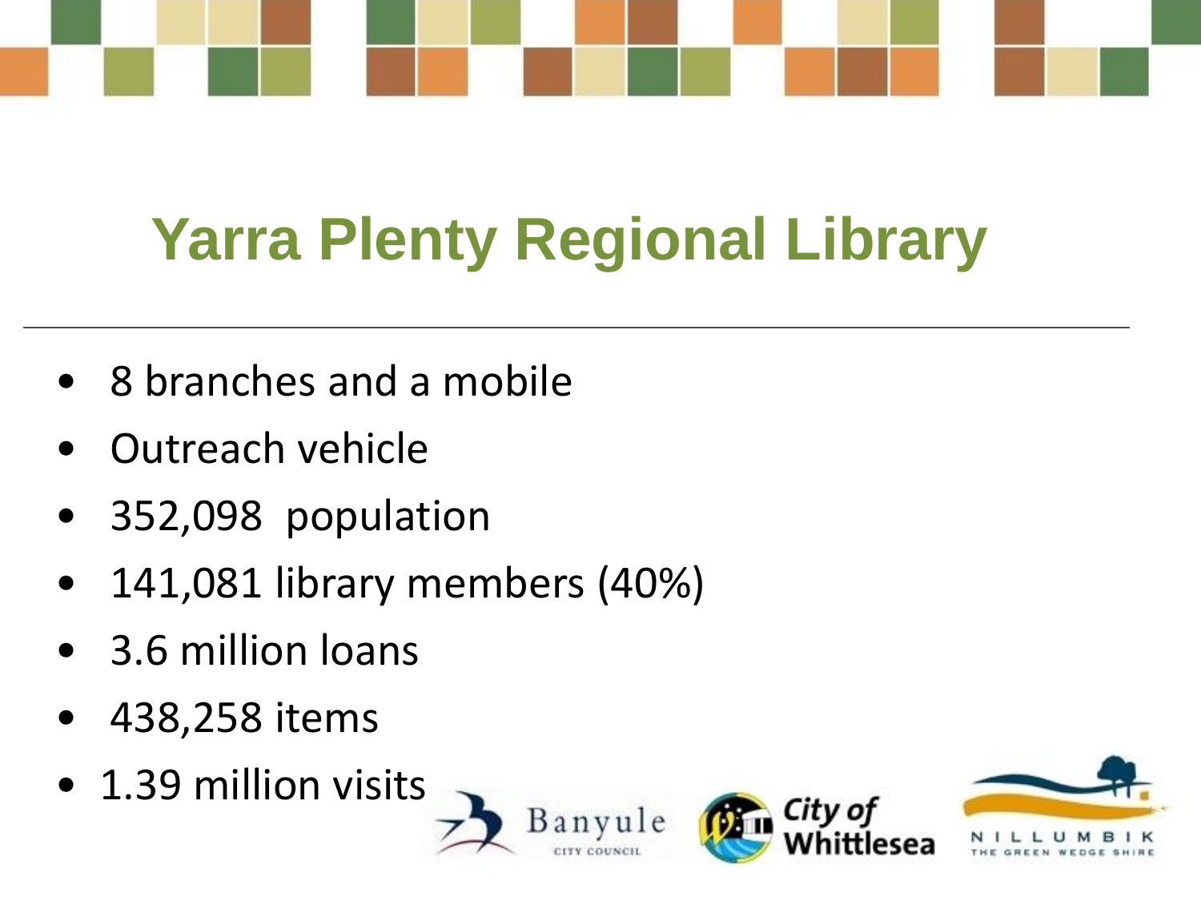# Yarra Plenty Regional Library

- 8 branches and a mobile
- Outreach vehicle
- 352,098 population
- 141,081 library members (40%)
- 3.6 million loans
- 438,258 items
- 1.39 million visits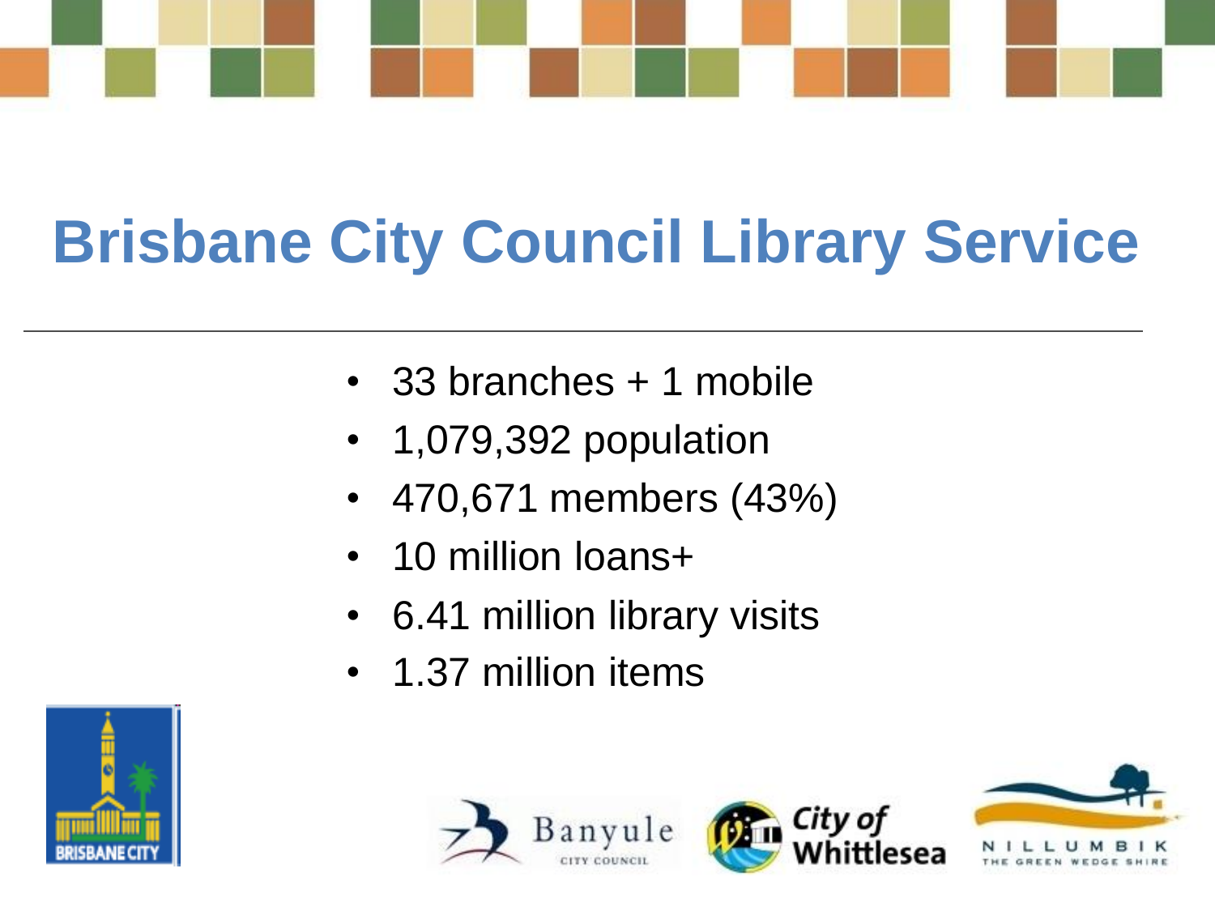# Brisbane City Council Library Service

- 33 branches + 1 mobile
- 1,079,392 population
- 470,671 members (43%)
- 10 million loans+
- 6.41 million library visits
- 1.37 million items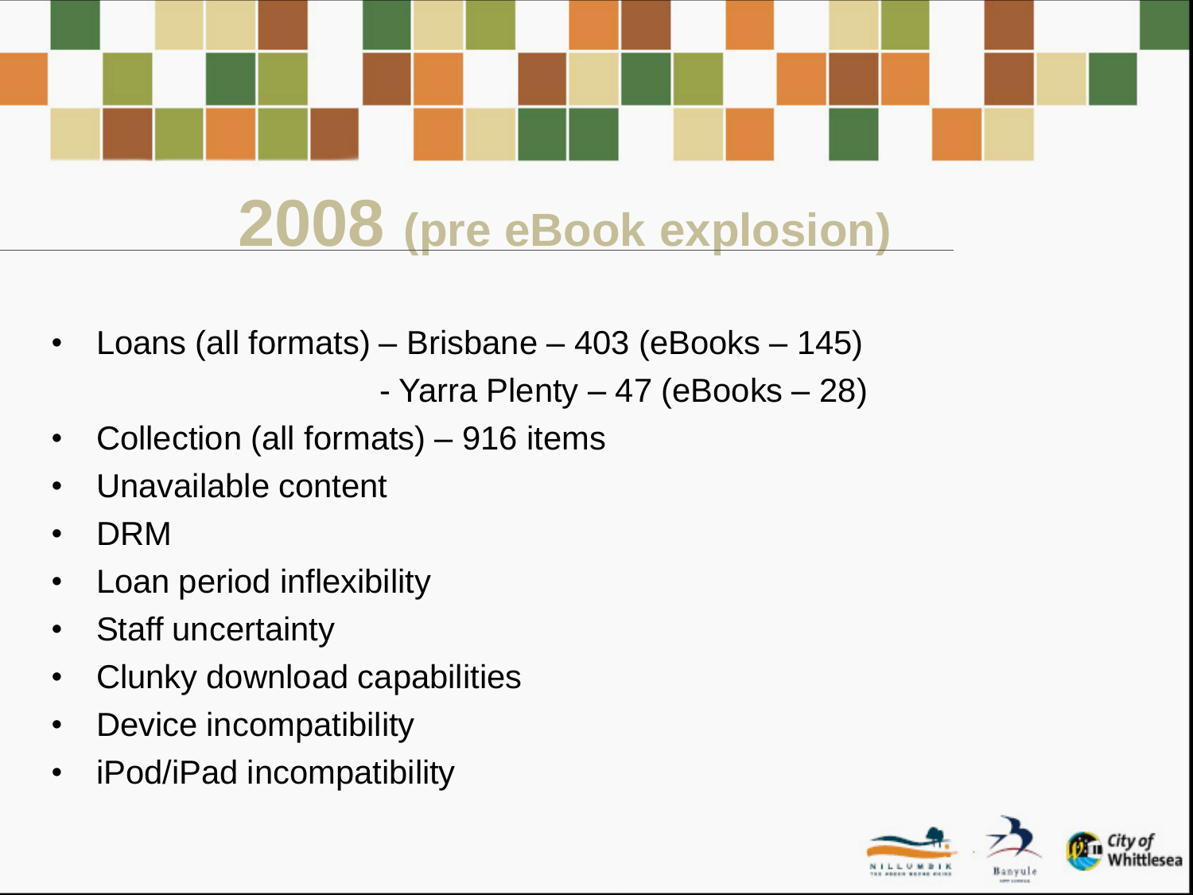# 2008 (pre eBook explosion)

- Loans (all formats) – Brisbane – 403 (eBooks – 145)
  - Yarra Plenty – 47 (eBooks – 28)
- Collection (all formats) – 916 items
- Unavailable content
- DRM
- Loan period inflexibility
- Staff uncertainty
- Clunky download capabilities
- Device incompatibility
- iPod/iPad incompatibility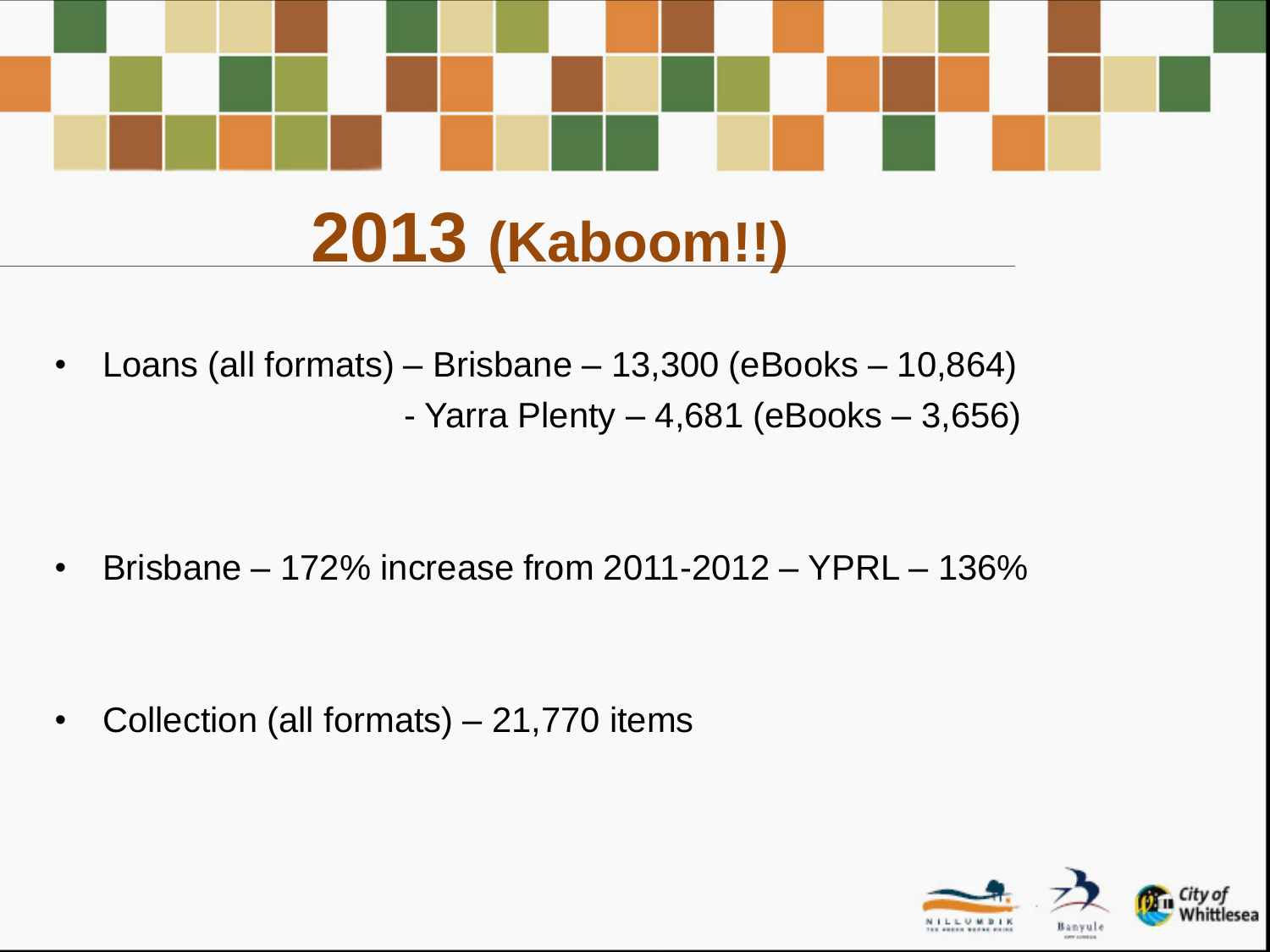# 2013 (Kaboom!!)

- Loans (all formats) – Brisbane – 13,300 (eBooks – 10,864)
  - Yarra Plenty – 4,681 (eBooks – 3,656)
- Brisbane – 172% increase from 2011-2012 – YPRL – 136%
- Collection (all formats) – 21,770 items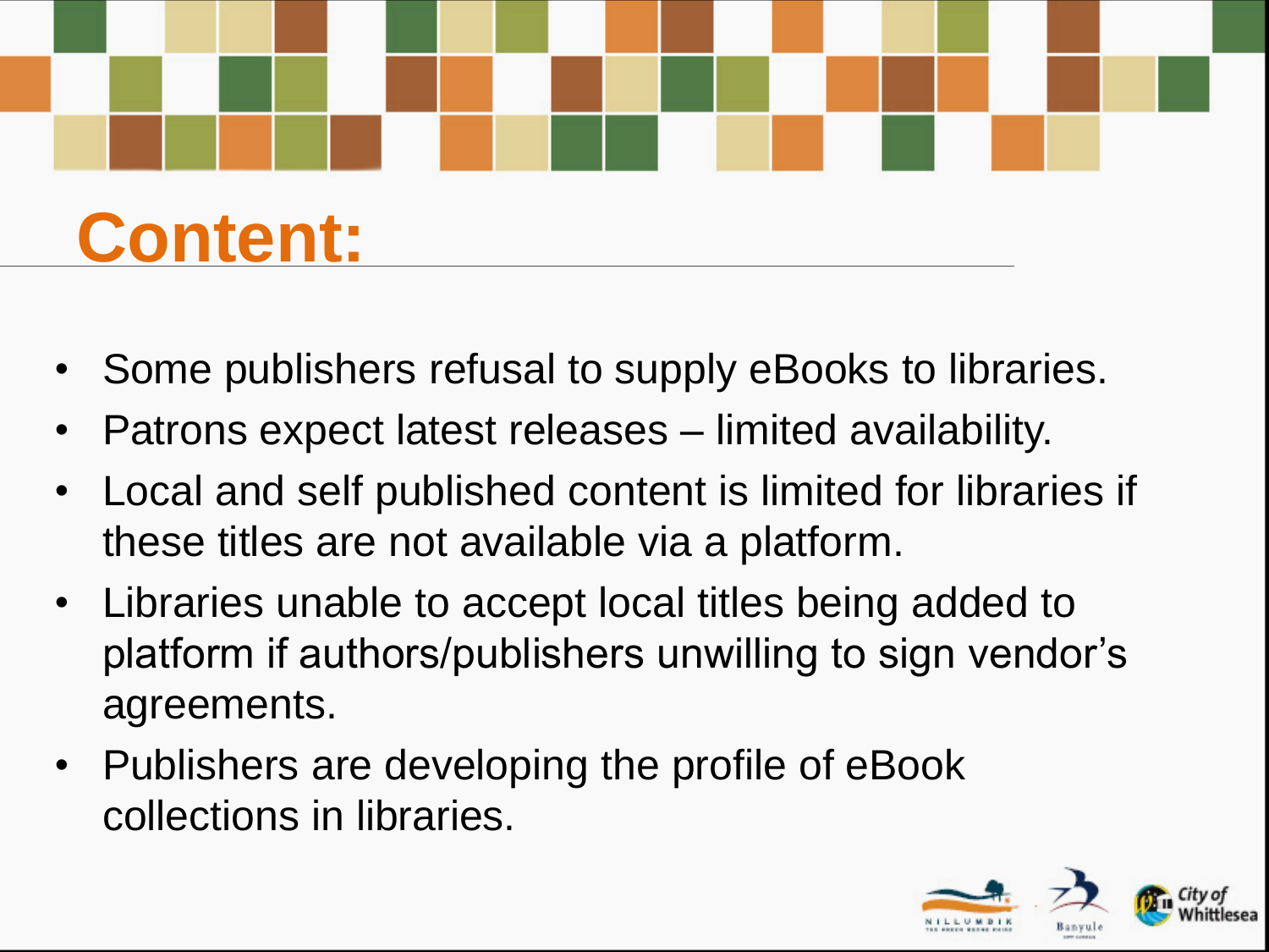# Content:

- Some publishers refusal to supply eBooks to libraries.
- Patrons expect latest releases – limited availability.
- Local and self published content is limited for libraries if these titles are not available via a platform.
- Libraries unable to accept local titles being added to platform if authors/publishers unwilling to sign vendor's agreements.
- Publishers are developing the profile of eBook collections in libraries.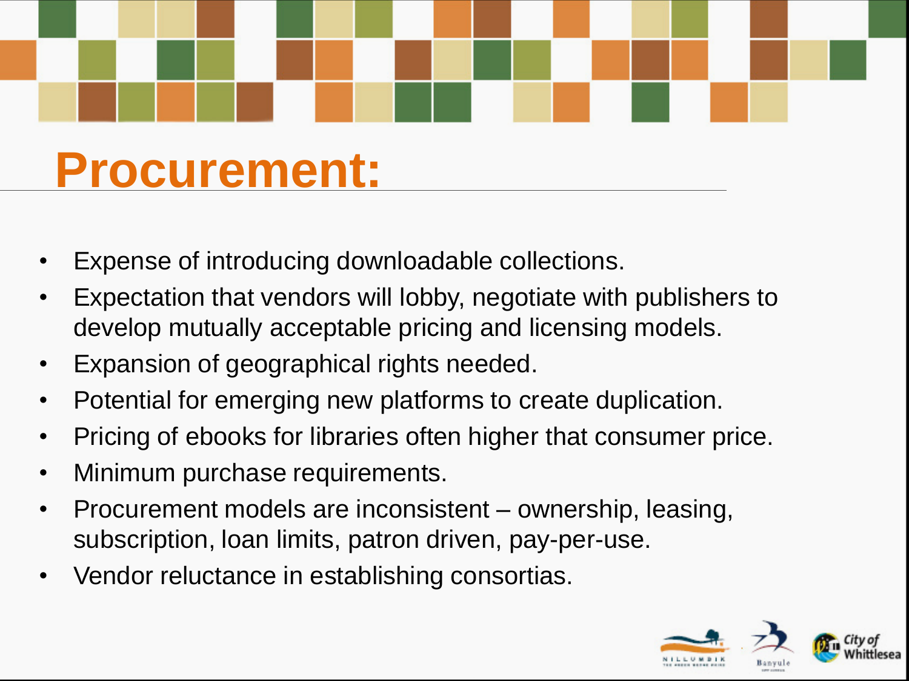# Procurement:

- Expense of introducing downloadable collections.
- Expectation that vendors will lobby, negotiate with publishers to develop mutually acceptable pricing and licensing models.
- Expansion of geographical rights needed.
- Potential for emerging new platforms to create duplication.
- Pricing of ebooks for libraries often higher that consumer price.
- Minimum purchase requirements.
- Procurement models are inconsistent – ownership, leasing, subscription, loan limits, patron driven, pay-per-use.
- Vendor reluctance in establishing consortias.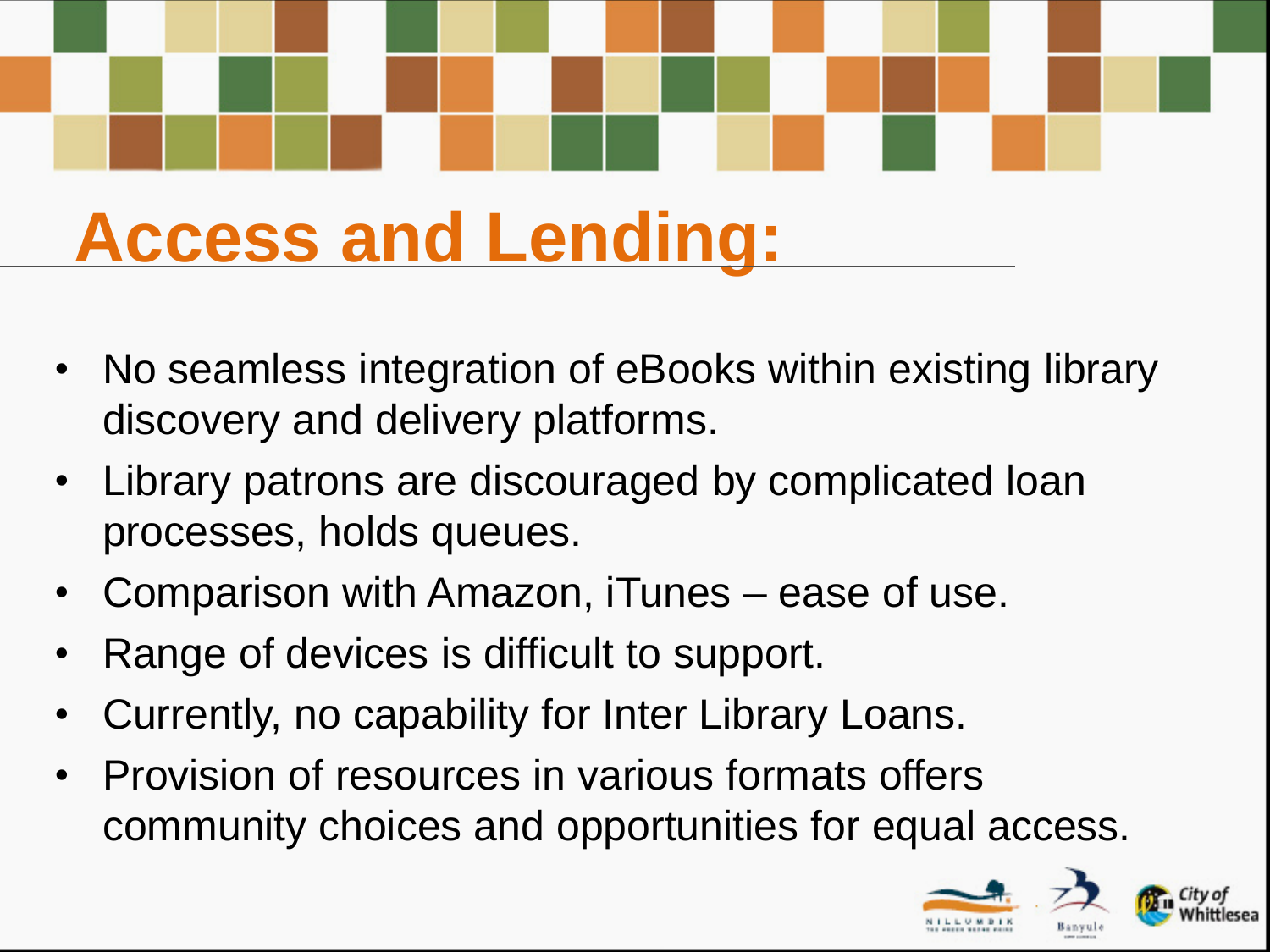# Access and Lending:

- No seamless integration of eBooks within existing library discovery and delivery platforms.
- Library patrons are discouraged by complicated loan processes, holds queues.
- Comparison with Amazon, iTunes – ease of use.
- Range of devices is difficult to support.
- Currently, no capability for Inter Library Loans.
- Provision of resources in various formats offers community choices and opportunities for equal access.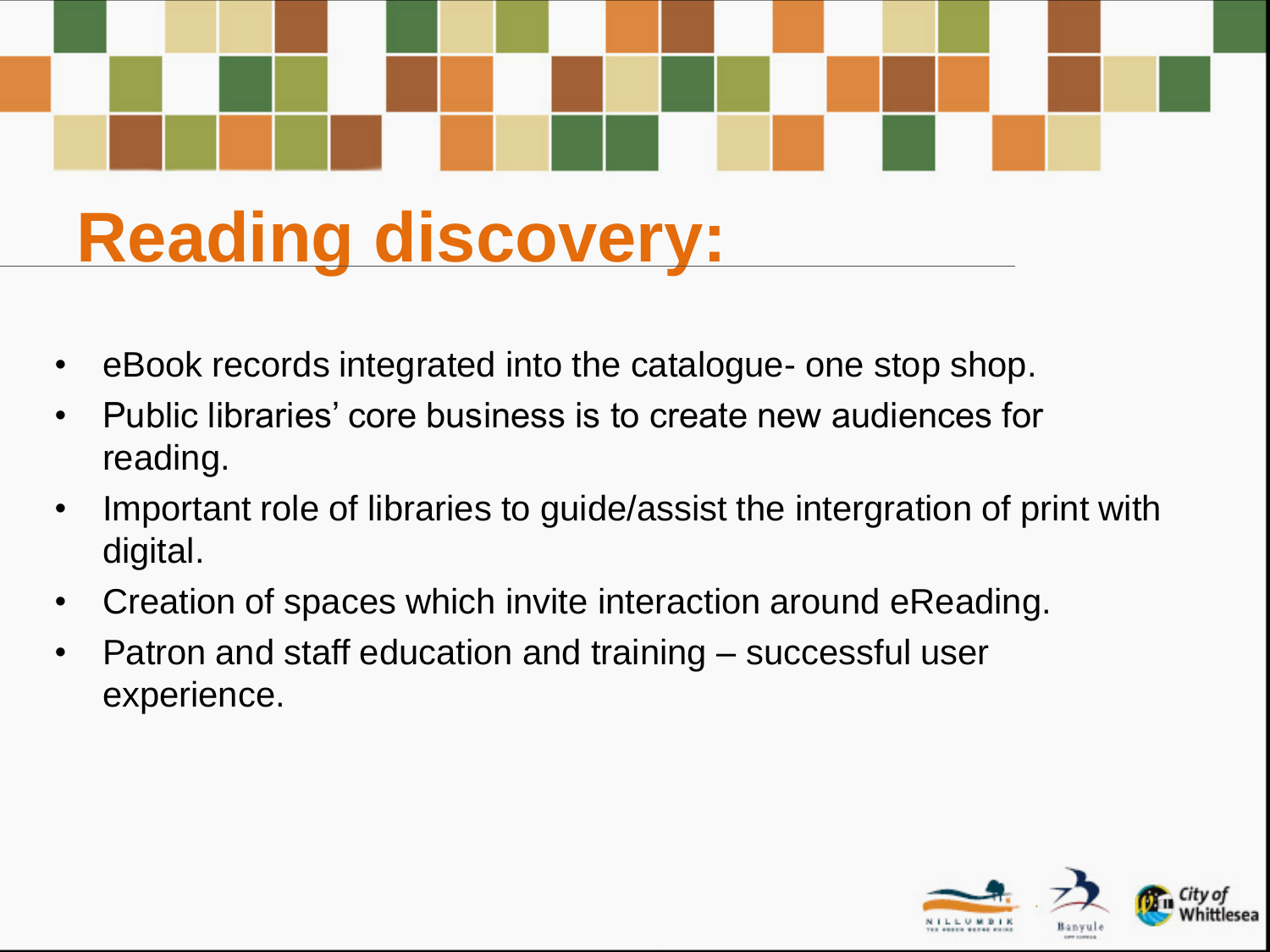# Reading discovery:

- eBook records integrated into the catalogue- one stop shop.
- Public libraries' core business is to create new audiences for reading.
- Important role of libraries to guide/assist the intergration of print with digital.
- Creation of spaces which invite interaction around eReading.
- Patron and staff education and training – successful user experience.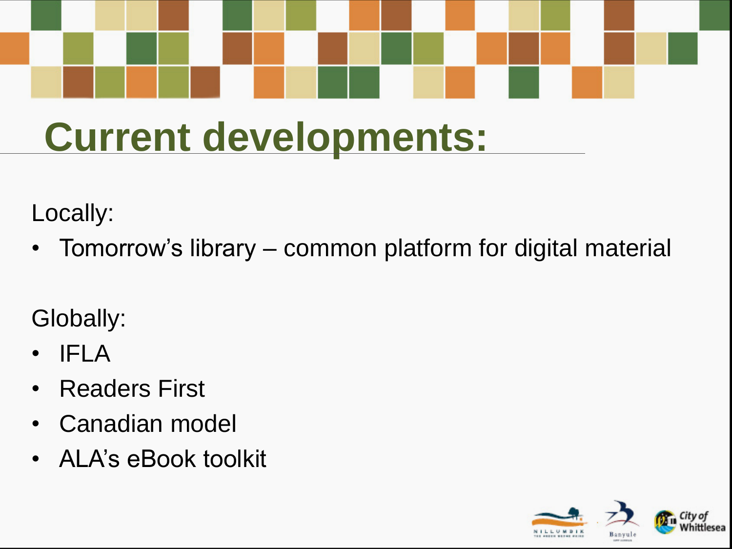# Current developments:

Locally:

- Tomorrow's library – common platform for digital material

Globally:

- IFLA
- Readers First
- Canadian model
- ALA's eBook toolkit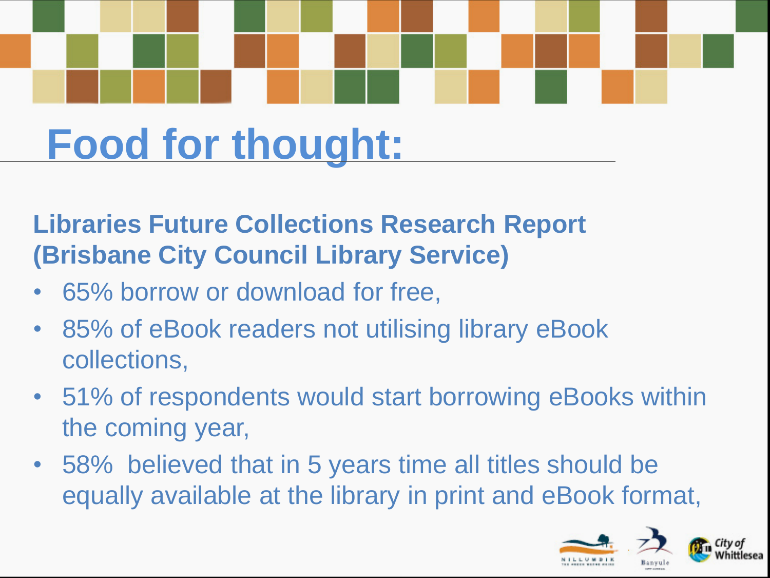# Food for thought:

**Libraries Future Collections Research Report (Brisbane City Council Library Service)**

- 65% borrow or download for free,
- 85% of eBook readers not utilising library eBook collections,
- 51% of respondents would start borrowing eBooks within the coming year,
- 58% believed that in 5 years time all titles should be equally available at the library in print and eBook format,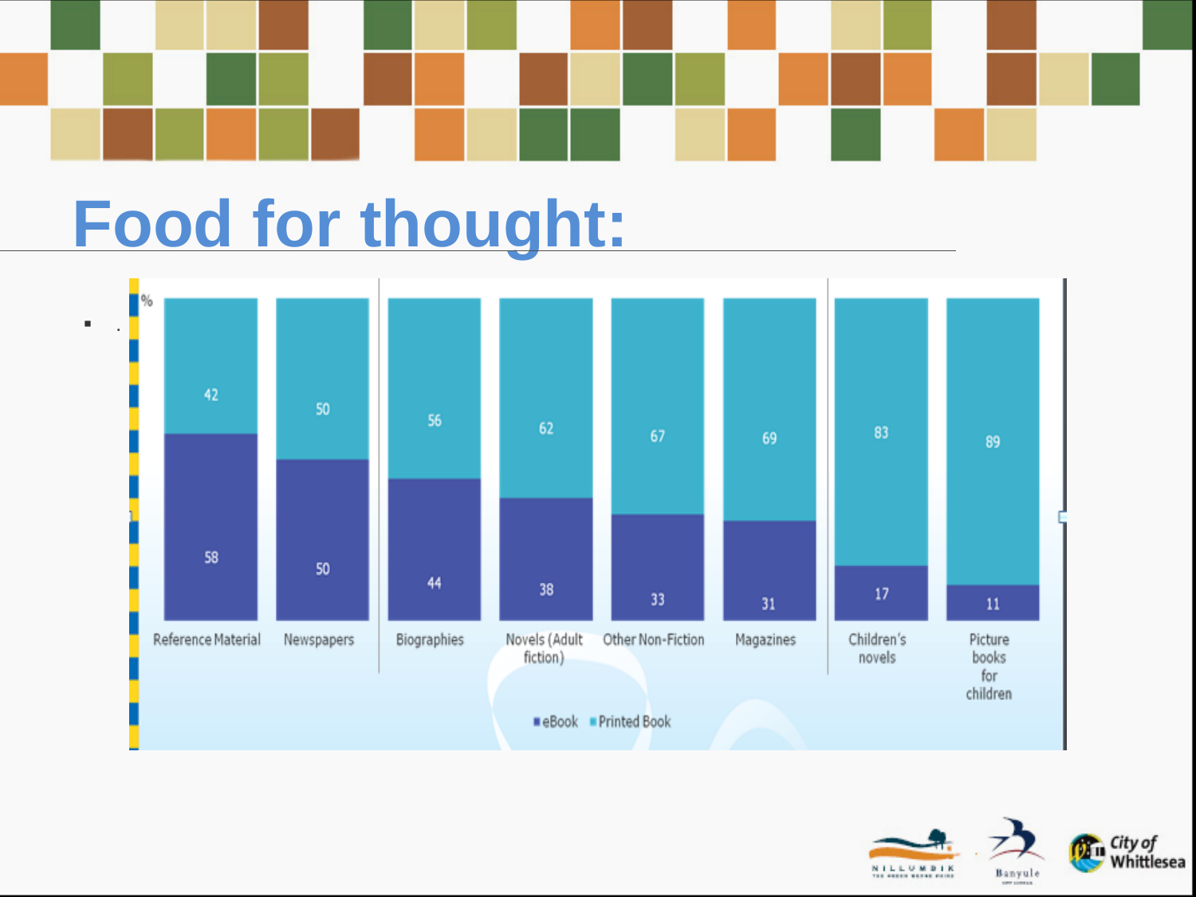# Food for thought:

%

42
58
Reference Material

50
50
Newspapers

56
44
Biographies

62
38
Novels (Adult fiction)

67
33
Other Non-Fiction

69
31
Magazines

83
17
Children's novels

89
11
Picture books for children

■ eBook ■ Printed Book

NILLUMBIK

Banyule

City of Whittlesea